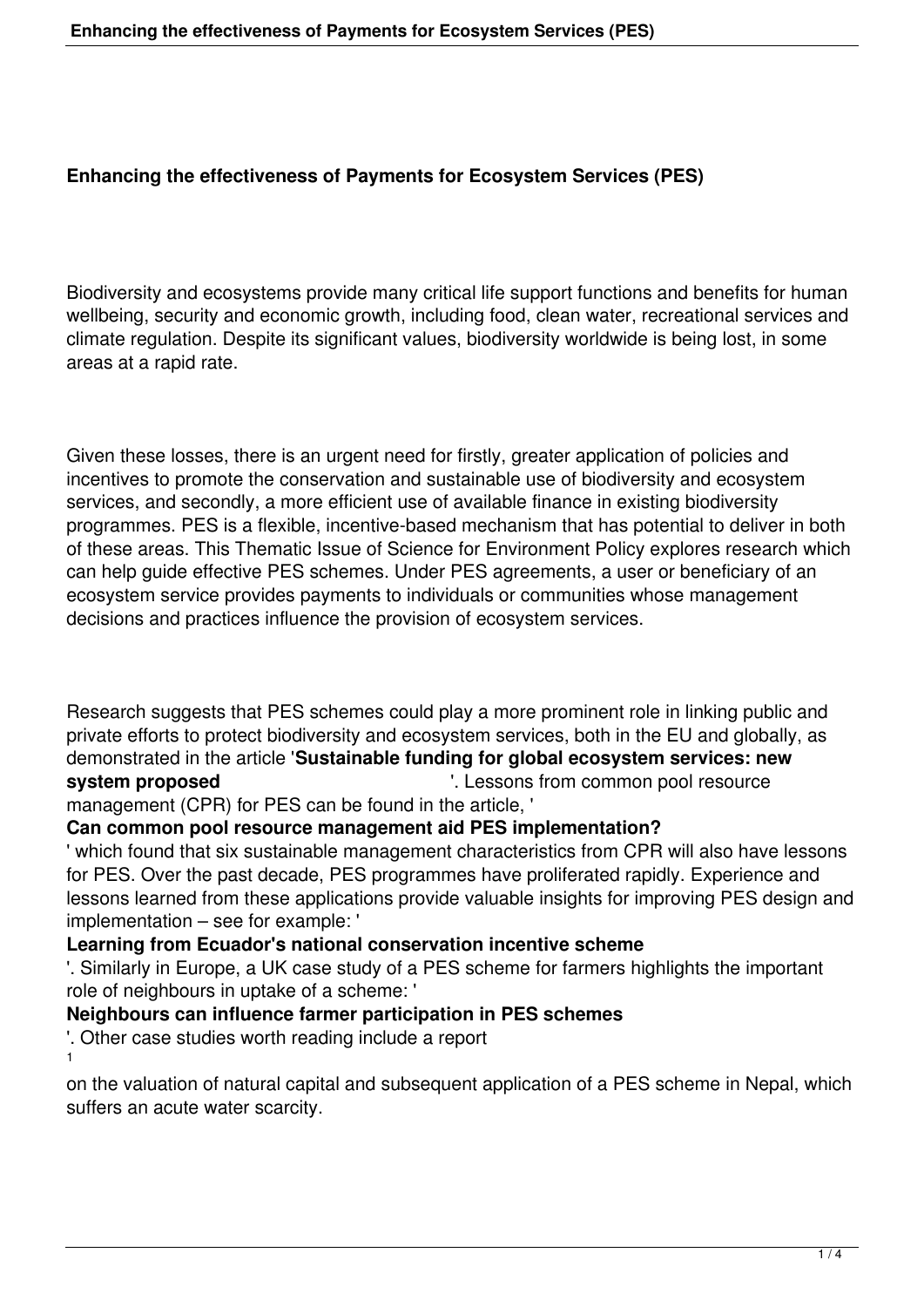# Enhancing the effectiveness of Payments for Ecosystem Services (PES)

Biodiversity and ecosystems provide many critical life support functions and benefits for human wellbeing, security and economic growth, including food, clean water, recreational services and climate regulation. Despite its significant values, biodiversity worldwide is being lost, in some areas at a rapid rate.

Given these losses, there is an urgent need for firstly, greater application of policies and incentives to promote the conservation and sustainable use of biodiversity and ecosystem services, and secondly, a more efficient use of available finance in existing biodiversity programmes. PES is a flexible, incentive-based mechanism that has potential to deliver in both of these areas. This Thematic Issue of Science for Environment Policy explores research which can help guide effective PES schemes. Under PES agreements, a user or beneficiary of an ecosystem service provides payments to individuals or communities whose management decisions and practices influence the provision of ecosystem services.

Research suggests that PES schemes could play a more prominent role in linking public and private efforts to protect biodiversity and ecosystem services, both in the EU and globally, as demonstrated in the article '**Sustainable funding for global ecosystem services: new system proposed**'. Lessons from common pool resource management (CPR) for PES can be found in the article, '**Can common pool resource management aid PES implementation?**' which found that six sustainable management characteristics from CPR will also have lessons for PES. Over the past decade, PES programmes have proliferated rapidly. Experience and lessons learned from these applications provide valuable insights for improving PES design and implementation – see for example: '**Learning from Ecuador's national conservation incentive scheme**'. Similarly in Europe, a UK case study of a PES scheme for farmers highlights the important role of neighbours in uptake of a scheme: '**Neighbours can influence farmer participation in PES schemes**'. Other case studies worth reading include a report [1] on the valuation of natural capital and subsequent application of a PES scheme in Nepal, which suffers an acute water scarcity.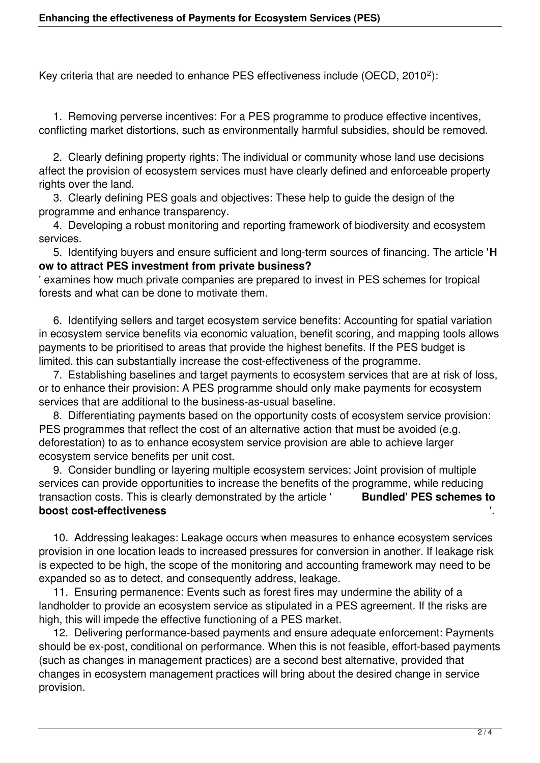Key criteria that are needed to enhance PES effectiveness include (OECD, 2010[2]):

1. Removing perverse incentives: For a PES programme to produce effective incentives, conflicting market distortions, such as environmentally harmful subsidies, should be removed.
2. Clearly defining property rights: The individual or community whose land use decisions affect the provision of ecosystem services must have clearly defined and enforceable property rights over the land.
3. Clearly defining PES goals and objectives: These help to guide the design of the programme and enhance transparency.
4. Developing a robust monitoring and reporting framework of biodiversity and ecosystem services.
5. Identifying buyers and ensure sufficient and long-term sources of financing. The article '**How to attract PES investment from private business?**' examines how much private companies are prepared to invest in PES schemes for tropical forests and what can be done to motivate them.
6. Identifying sellers and target ecosystem service benefits: Accounting for spatial variation in ecosystem service benefits via economic valuation, benefit scoring, and mapping tools allows payments to be prioritised to areas that provide the highest benefits. If the PES budget is limited, this can substantially increase the cost-effectiveness of the programme.
7. Establishing baselines and target payments to ecosystem services that are at risk of loss, or to enhance their provision: A PES programme should only make payments for ecosystem services that are additional to the business-as-usual baseline.
8. Differentiating payments based on the opportunity costs of ecosystem service provision: PES programmes that reflect the cost of an alternative action that must be avoided (e.g. deforestation) to as to enhance ecosystem service provision are able to achieve larger ecosystem service benefits per unit cost.
9. Consider bundling or layering multiple ecosystem services: Joint provision of multiple services can provide opportunities to increase the benefits of the programme, while reducing transaction costs. This is clearly demonstrated by the article '**Bundled' PES schemes to boost cost-effectiveness**'.
10. Addressing leakages: Leakage occurs when measures to enhance ecosystem services provision in one location leads to increased pressures for conversion in another. If leakage risk is expected to be high, the scope of the monitoring and accounting framework may need to be expanded so as to detect, and consequently address, leakage.
11. Ensuring permanence: Events such as forest fires may undermine the ability of a landholder to provide an ecosystem service as stipulated in a PES agreement. If the risks are high, this will impede the effective functioning of a PES market.
12. Delivering performance-based payments and ensure adequate enforcement: Payments should be ex-post, conditional on performance. When this is not feasible, effort-based payments (such as changes in management practices) are a second best alternative, provided that changes in ecosystem management practices will bring about the desired change in service provision.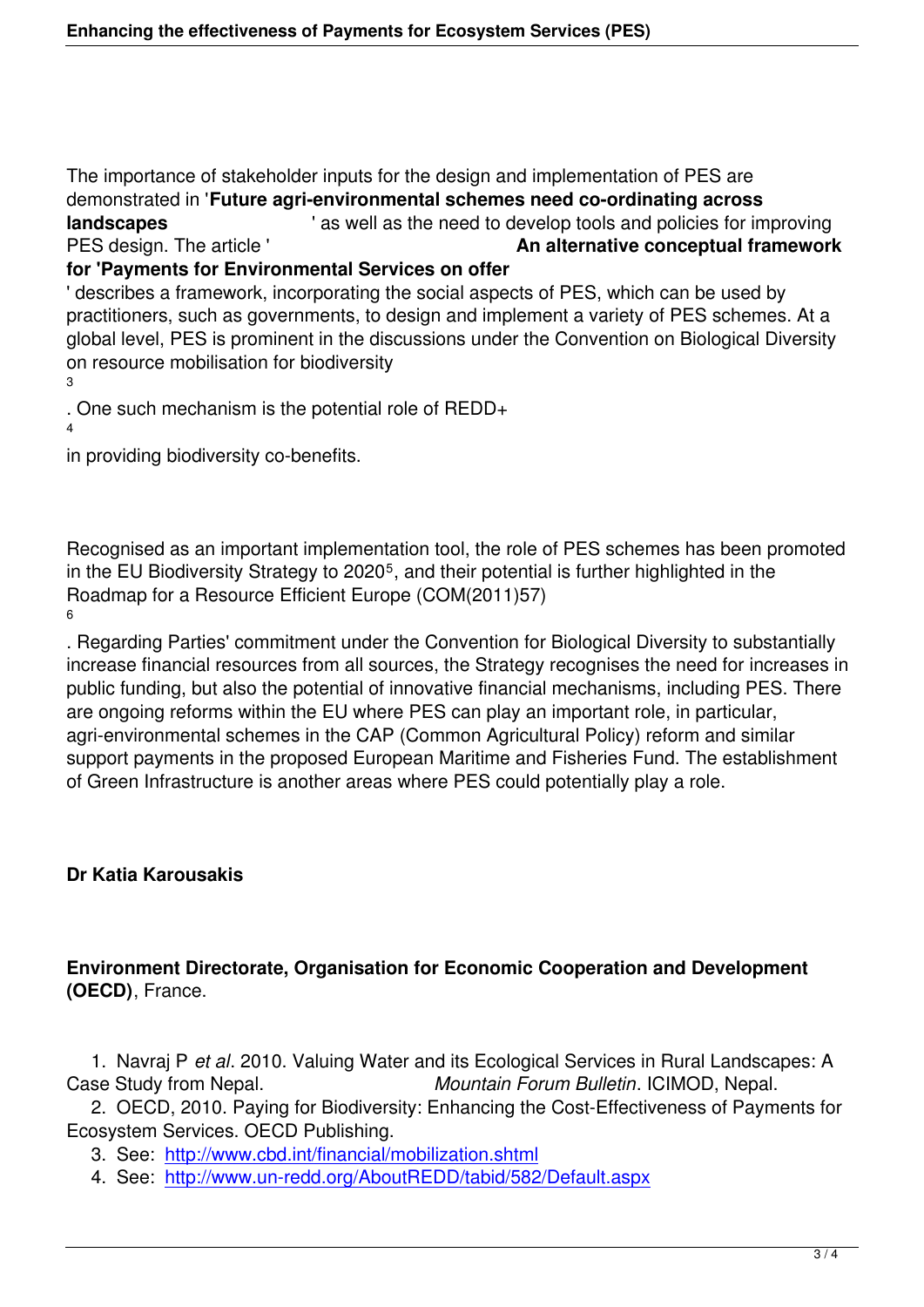The importance of stakeholder inputs for the design and implementation of PES are demonstrated in '**Future agri-environmental schemes need co-ordinating across landscapes**' as well as the need to develop tools and policies for improving PES design. The article '**An alternative conceptual framework for 'Payments for Environmental Services on offer**' describes a framework, incorporating the social aspects of PES, which can be used by practitioners, such as governments, to design and implement a variety of PES schemes. At a global level, PES is prominent in the discussions under the Convention on Biological Diversity on resource mobilisation for biodiversity[3]. One such mechanism is the potential role of REDD+[4] in providing biodiversity co-benefits.

Recognised as an important implementation tool, the role of PES schemes has been promoted in the EU Biodiversity Strategy to 2020[5], and their potential is further highlighted in the Roadmap for a Resource Efficient Europe (COM(2011)57)[6]. Regarding Parties' commitment under the Convention for Biological Diversity to substantially increase financial resources from all sources, the Strategy recognises the need for increases in public funding, but also the potential of innovative financial mechanisms, including PES. There are ongoing reforms within the EU where PES can play an important role, in particular, agri-environmental schemes in the CAP (Common Agricultural Policy) reform and similar support payments in the proposed European Maritime and Fisheries Fund. The establishment of Green Infrastructure is another areas where PES could potentially play a role.

**Dr Katia Karousakis**

**Environment Directorate, Organisation for Economic Cooperation and Development (OECD)**, France.

1. Navraj P *et al*. 2010. Valuing Water and its Ecological Services in Rural Landscapes: A Case Study from Nepal. *Mountain Forum Bulletin*. ICIMOD, Nepal.
2. OECD, 2010. Paying for Biodiversity: Enhancing the Cost-Effectiveness of Payments for Ecosystem Services. OECD Publishing.
3. See: http://www.cbd.int/financial/mobilization.shtml
4. See: http://www.un-redd.org/AboutREDD/tabid/582/Default.aspx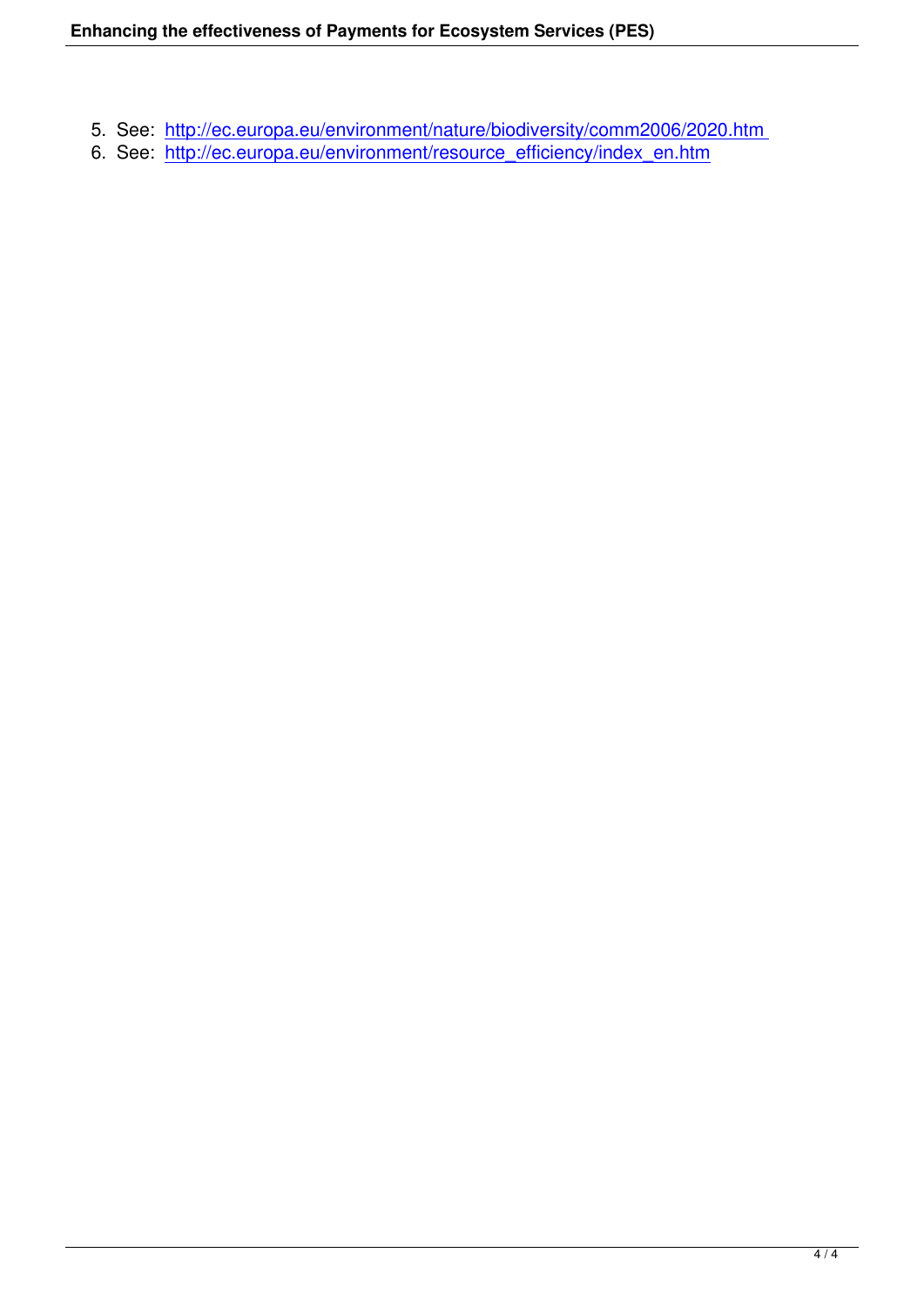5. See: http://ec.europa.eu/environment/nature/biodiversity/comm2006/2020.htm
6. See: http://ec.europa.eu/environment/resource_efficiency/index_en.htm